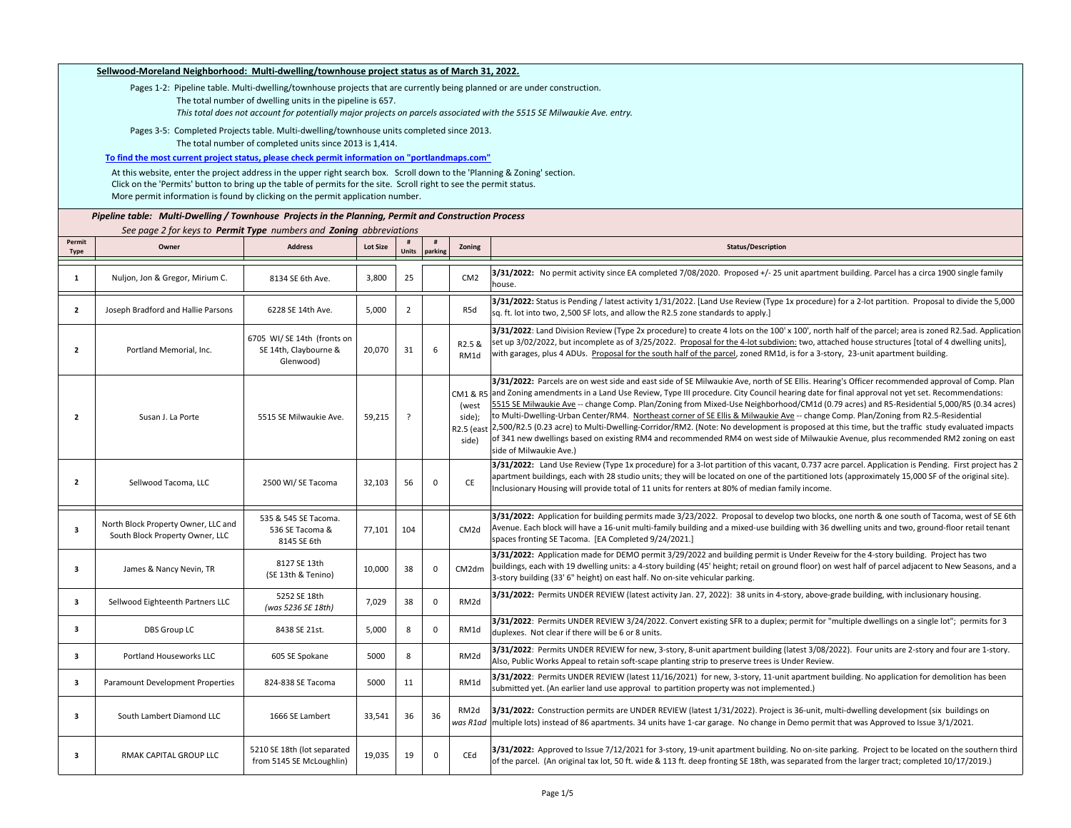## Sellwood-Moreland Neighborhood: Multi-dwelling/townhouse project status as of March 31, 2022.

Pages 1-2: Pipeline table. Multi-dwelling/townhouse projects that are currently being planned or are under construction.
The total number of dwelling units in the pipeline is 657.
*This total does not account for potentially major projects on parcels associated with the 5515 SE Milwaukie Ave. entry.*

Pages 3-5: Completed Projects table. Multi-dwelling/townhouse units completed since 2013.
The total number of completed units since 2013 is 1,414.

**To find the most current project status, please check permit information on "portlandmaps.com"**

At this website, enter the project address in the upper right search box. Scroll down to the 'Planning & Zoning' section.
Click on the 'Permits' button to bring up the table of permits for the site. Scroll right to see the permit status.
More permit information is found by clicking on the permit application number.

### *Pipeline table: Multi-Dwelling / Townhouse Projects in the Planning, Permit and Construction Process*

*See page 2 for keys to **Permit Type** numbers and **Zoning** abbreviations*

| Permit Type | Owner | Address | Lot Size | # Units | # parking | Zoning | Status/Description |
|---|---|---|---|---|---|---|---|
| 1 | Nuljon, Jon & Gregor, Mirium C. | 8134 SE 6th Ave. | 3,800 | 25 | | CM2 | **3/31/2022:** No permit activity since EA completed 7/08/2020. Proposed +/- 25 unit apartment building. Parcel has a circa 1900 single family house. |
| 2 | Joseph Bradford and Hallie Parsons | 6228 SE 14th Ave. | 5,000 | 2 | | R5d | **3/31/2022:** Status is Pending / latest activity 1/31/2022. [Land Use Review (Type 1x procedure) for a 2-lot partition. Proposal to divide the 5,000 sq. ft. lot into two, 2,500 SF lots, and allow the R2.5 zone standards to apply.] |
| 2 | Portland Memorial, Inc. | 6705 WI/ SE 14th (fronts on SE 14th, Claybourne & Glenwood) | 20,070 | 31 | 6 | R2.5 & RM1d | **3/31/2022**: Land Division Review (Type 2x procedure) to create 4 lots on the 100' x 100', north half of the parcel; area is zoned R2.5ad. Application set up 3/02/2022, but incomplete as of 3/25/2022. Proposal for the 4-lot subdivion: two, attached house structures [total of 4 dwelling units], with garages, plus 4 ADUs. Proposal for the south half of the parcel, zoned RM1d, is for a 3-story, 23-unit apartment building. |
| 2 | Susan J. La Porte | 5515 SE Milwaukie Ave. | 59,215 | ? | | CM1 & R5 (west side); R2.5 (east side) | **3/31/2022:** Parcels are on west side and east side of SE Milwaukie Ave, north of SE Ellis. Hearing's Officer recommended approval of Comp. Plan and Zoning amendments in a Land Use Review, Type III procedure. City Council hearing date for final approval not yet set. Recommendations: 5515 SE Milwaukie Ave -- change Comp. Plan/Zoning from Mixed-Use Neighborhood/CM1d (0.79 acres) and R5-Residential 5,000/R5 (0.34 acres) to Multi-Dwelling-Urban Center/RM4. Northeast corner of SE Ellis & Milwaukie Ave -- change Comp. Plan/Zoning from R2.5-Residential 2,500/R2.5 (0.23 acre) to Multi-Dwelling-Corridor/RM2. (Note: No development is proposed at this time, but the traffic study evaluated impacts of 341 new dwellings based on existing RM4 and recommended RM4 on west side of Milwaukie Avenue, plus recommended RM2 zoning on east side of Milwaukie Ave.) |
| 2 | Sellwood Tacoma, LLC | 2500 WI/ SE Tacoma | 32,103 | 56 | 0 | CE | **3/31/2022:** Land Use Review (Type 1x procedure) for a 3-lot partition of this vacant, 0.737 acre parcel. Application is Pending. First project has 2 apartment buildings, each with 28 studio units; they will be located on one of the partitioned lots (approximately 15,000 SF of the original site). Inclusionary Housing will provide total of 11 units for renters at 80% of median family income. |
| 3 | North Block Property Owner, LLC and South Block Property Owner, LLC | 535 & 545 SE Tacoma. 536 SE Tacoma & 8145 SE 6th | 77,101 | 104 | | CM2d | **3/31/2022:** Application for building permits made 3/23/2022. Proposal to develop two blocks, one north & one south of Tacoma, west of SE 6th Avenue. Each block will have a 16-unit multi-family building and a mixed-use building with 36 dwelling units and two, ground-floor retail tenant spaces fronting SE Tacoma. [EA Completed 9/24/2021.] |
| 3 | James & Nancy Nevin, TR | 8127 SE 13th (SE 13th & Tenino) | 10,000 | 38 | 0 | CM2dm | **3/31/2022:** Application made for DEMO permit 3/29/2022 and building permit is Under Reveiw for the 4-story building. Project has two buildings, each with 19 dwelling units: a 4-story building (45' height; retail on ground floor) on west half of parcel adjacent to New Seasons, and a 3-story building (33' 6" height) on east half. No on-site vehicular parking. |
| 3 | Sellwood Eighteenth Partners LLC | 5252 SE 18th *(was 5236 SE 18th)* | 7,029 | 38 | 0 | RM2d | **3/31/2022:** Permits UNDER REVIEW (latest activity Jan. 27, 2022): 38 units in 4-story, above-grade building, with inclusionary housing. |
| 3 | DBS Group LC | 8438 SE 21st. | 5,000 | 8 | 0 | RM1d | **3/31/2022**: Permits UNDER REVIEW 3/24/2022. Convert existing SFR to a duplex; permit for "multiple dwellings on a single lot"; permits for 3 duplexes. Not clear if there will be 6 or 8 units. |
| 3 | Portland Houseworks LLC | 605 SE Spokane | 5000 | 8 | | RM2d | **3/31/2022**: Permits UNDER REVIEW for new, 3-story, 8-unit apartment building (latest 3/08/2022). Four units are 2-story and four are 1-story. Also, Public Works Appeal to retain soft-scape planting strip to preserve trees is Under Review. |
| 3 | Paramount Development Properties | 824-838 SE Tacoma | 5000 | 11 | | RM1d | **3/31/2022**: Permits UNDER REVIEW (latest 11/16/2021) for new, 3-story, 11-unit apartment building. No application for demolition has been submitted yet. (An earlier land use approval to partition property was not implemented.) |
| 3 | South Lambert Diamond LLC | 1666 SE Lambert | 33,541 | 36 | 36 | RM2d *was R1ad* | **3/31/2022:** Construction permits are UNDER REVIEW (latest 1/31/2022). Project is 36-unit, multi-dwelling development (six buildings on multiple lots) instead of 86 apartments. 34 units have 1-car garage. No change in Demo permit that was Approved to Issue 3/1/2021. |
| 3 | RMAK CAPITAL GROUP LLC | 5210 SE 18th (lot separated from 5145 SE McLoughlin) | 19,035 | 19 | 0 | CEd | **3/31/2022:** Approved to Issue 7/12/2021 for 3-story, 19-unit apartment building. No on-site parking. Project to be located on the southern third of the parcel. (An original tax lot, 50 ft. wide & 113 ft. deep fronting SE 18th, was separated from the larger tract; completed 10/17/2019.) |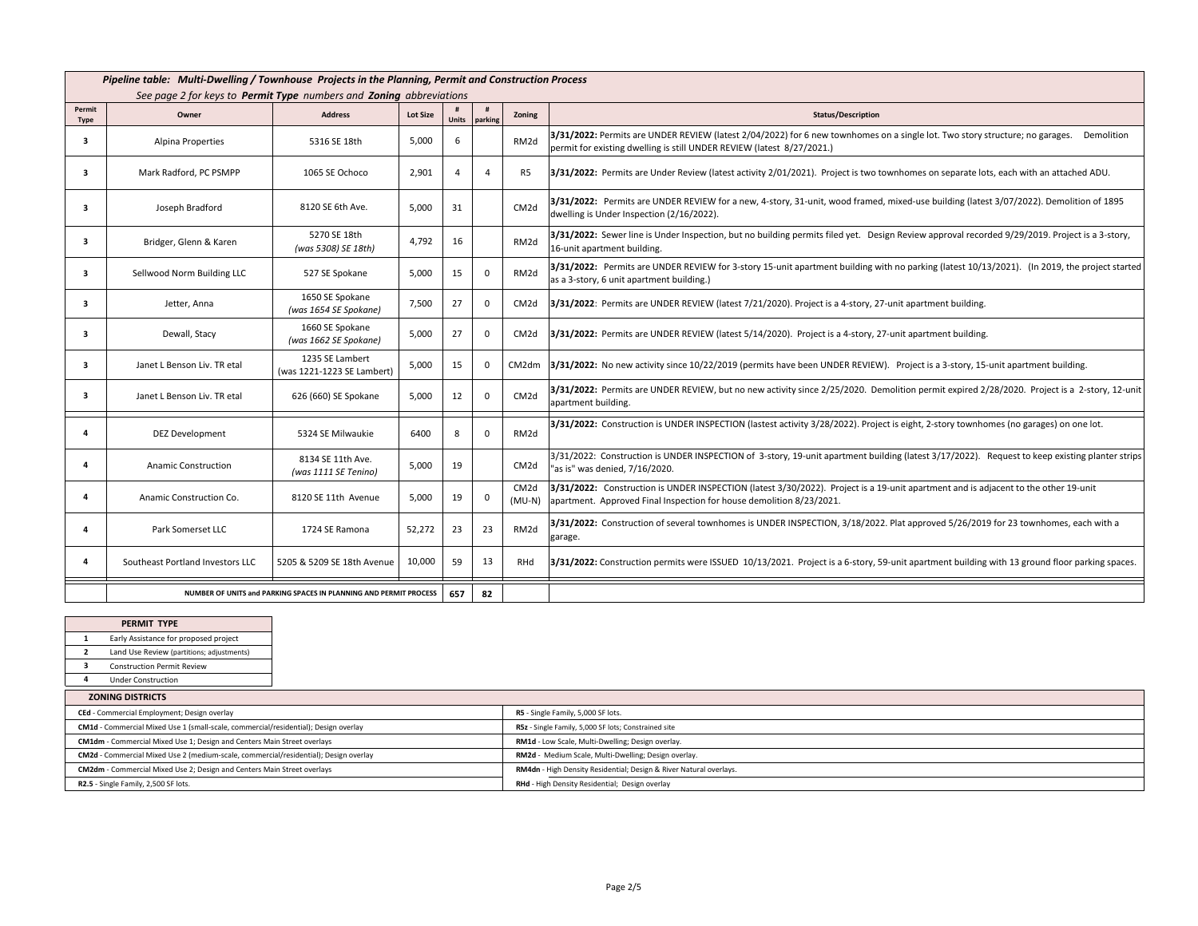## *Pipeline table: Multi-Dwelling / Townhouse Projects in the Planning, Permit and Construction Process*

*See page 2 for keys to **Permit Type** numbers and **Zoning** abbreviations*

| Permit Type | Owner | Address | Lot Size | # Units | # parking | Zoning | Status/Description |
|---|---|---|---|---|---|---|---|
| 3 | Alpina Properties | 5316 SE 18th | 5,000 | 6 | | RM2d | **3/31/2022:** Permits are UNDER REVIEW (latest 2/04/2022) for 6 new townhomes on a single lot. Two story structure; no garages. Demolition permit for existing dwelling is still UNDER REVIEW (latest 8/27/2021.) |
| 3 | Mark Radford, PC PSMPP | 1065 SE Ochoco | 2,901 | 4 | 4 | R5 | **3/31/2022:** Permits are Under Review (latest activity 2/01/2021). Project is two townhomes on separate lots, each with an attached ADU. |
| 3 | Joseph Bradford | 8120 SE 6th Ave. | 5,000 | 31 | | CM2d | **3/31/2022:** Permits are UNDER REVIEW for a new, 4-story, 31-unit, wood framed, mixed-use building (latest 3/07/2022). Demolition of 1895 dwelling is Under Inspection (2/16/2022). |
| 3 | Bridger, Glenn & Karen | 5270 SE 18th *(was 5308) SE 18th)* | 4,792 | 16 | | RM2d | **3/31/2022:** Sewer line is Under Inspection, but no building permits filed yet. Design Review approval recorded 9/29/2019. Project is a 3-story, 16-unit apartment building. |
| 3 | Sellwood Norm Building LLC | 527 SE Spokane | 5,000 | 15 | 0 | RM2d | **3/31/2022:** Permits are UNDER REVIEW for 3-story 15-unit apartment building with no parking (latest 10/13/2021). (In 2019, the project started as a 3-story, 6 unit apartment building.) |
| 3 | Jetter, Anna | 1650 SE Spokane *(was 1654 SE Spokane)* | 7,500 | 27 | 0 | CM2d | **3/31/2022**: Permits are UNDER REVIEW (latest 7/21/2020). Project is a 4-story, 27-unit apartment building. |
| 3 | Dewall, Stacy | 1660 SE Spokane *(was 1662 SE Spokane)* | 5,000 | 27 | 0 | CM2d | **3/31/2022:** Permits are UNDER REVIEW (latest 5/14/2020). Project is a 4-story, 27-unit apartment building. |
| 3 | Janet L Benson Liv. TR etal | 1235 SE Lambert (was 1221-1223 SE Lambert) | 5,000 | 15 | 0 | CM2dm | **3/31/2022:** No new activity since 10/22/2019 (permits have been UNDER REVIEW). Project is a 3-story, 15-unit apartment building. |
| 3 | Janet L Benson Liv. TR etal | 626 (660) SE Spokane | 5,000 | 12 | 0 | CM2d | **3/31/2022:** Permits are UNDER REVIEW, but no new activity since 2/25/2020. Demolition permit expired 2/28/2020. Project is a 2-story, 12-unit apartment building. |
| 4 | DEZ Development | 5324 SE Milwaukie | 6400 | 8 | 0 | RM2d | **3/31/2022:** Construction is UNDER INSPECTION (lastest activity 3/28/2022). Project is eight, 2-story townhomes (no garages) on one lot. |
| 4 | Anamic Construction | 8134 SE 11th Ave. *(was 1111 SE Tenino)* | 5,000 | 19 | | CM2d | 3/31/2022: Construction is UNDER INSPECTION of 3-story, 19-unit apartment building (latest 3/17/2022). Request to keep existing planter strips "as is" was denied, 7/16/2020. |
| 4 | Anamic Construction Co. | 8120 SE 11th Avenue | 5,000 | 19 | 0 | CM2d (MU-N) | **3/31/2022:** Construction is UNDER INSPECTION (latest 3/30/2022). Project is a 19-unit apartment and is adjacent to the other 19-unit apartment. Approved Final Inspection for house demolition 8/23/2021. |
| 4 | Park Somerset LLC | 1724 SE Ramona | 52,272 | 23 | 23 | RM2d | **3/31/2022:** Construction of several townhomes is UNDER INSPECTION, 3/18/2022. Plat approved 5/26/2019 for 23 townhomes, each with a garage. |
| 4 | Southeast Portland Investors LLC | 5205 & 5209 SE 18th Avenue | 10,000 | 59 | 13 | RHd | **3/31/2022:** Construction permits were ISSUED 10/13/2021. Project is a 6-story, 59-unit apartment building with 13 ground floor parking spaces. |
| | **NUMBER OF UNITS and PARKING SPACES IN PLANNING AND PERMIT PROCESS** | | | **657** | **82** | | |

| PERMIT TYPE | |
|---|---|
| 1 | Early Assistance for proposed project |
| 2 | Land Use Review (partitions; adjustments) |
| 3 | Construction Permit Review |
| 4 | Under Construction |

| ZONING DISTRICTS | |
|---|---|
| **CEd** - Commercial Employment; Design overlay | **R5** - Single Family, 5,000 SF lots. |
| **CM1d** - Commercial Mixed Use 1 (small-scale, commercial/residential); Design overlay | **R5z** - Single Family, 5,000 SF lots; Constrained site |
| **CM1dm** - Commercial Mixed Use 1; Design and Centers Main Street overlays | **RM1d** - Low Scale, Multi-Dwelling; Design overlay. |
| **CM2d** - Commercial Mixed Use 2 (medium-scale, commercial/residential); Design overlay | **RM2d** - Medium Scale, Multi-Dwelling; Design overlay. |
| **CM2dm** - Commercial Mixed Use 2; Design and Centers Main Street overlays | **RM4dn** - High Density Residential; Design & River Natural overlays. |
| **R2.5** - Single Family, 2,500 SF lots. | **RHd** - High Density Residential; Design overlay |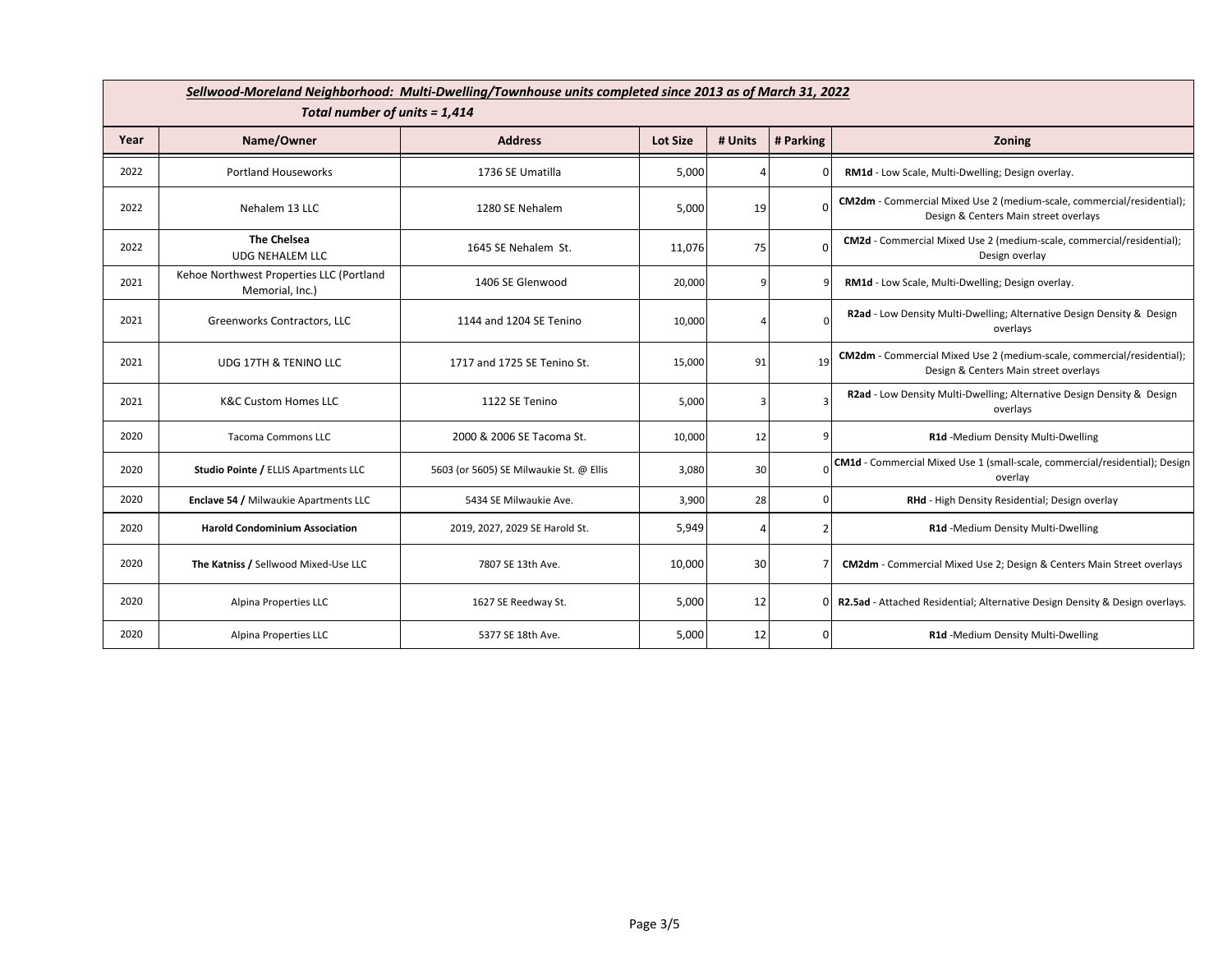***Sellwood-Moreland Neighborhood: Multi-Dwelling/Townhouse units completed since 2013 as of March 31, 2022***

***Total number of units = 1,414***

| Year | Name/Owner | Address | Lot Size | # Units | # Parking | Zoning |
|---|---|---|---|---|---|---|
| 2022 | Portland Houseworks | 1736 SE Umatilla | 5,000 | 4 | 0 | **RM1d** - Low Scale, Multi-Dwelling; Design overlay. |
| 2022 | Nehalem 13 LLC | 1280 SE Nehalem | 5,000 | 19 | 0 | **CM2dm** - Commercial Mixed Use 2 (medium-scale, commercial/residential); Design & Centers Main street overlays |
| 2022 | **The Chelsea** UDG NEHALEM LLC | 1645 SE Nehalem St. | 11,076 | 75 | 0 | **CM2d** - Commercial Mixed Use 2 (medium-scale, commercial/residential); Design overlay |
| 2021 | Kehoe Northwest Properties LLC (Portland Memorial, Inc.) | 1406 SE Glenwood | 20,000 | 9 | 9 | **RM1d** - Low Scale, Multi-Dwelling; Design overlay. |
| 2021 | Greenworks Contractors, LLC | 1144 and 1204 SE Tenino | 10,000 | 4 | 0 | **R2ad** - Low Density Multi-Dwelling; Alternative Design Density & Design overlays |
| 2021 | UDG 17TH & TENINO LLC | 1717 and 1725 SE Tenino St. | 15,000 | 91 | 19 | **CM2dm** - Commercial Mixed Use 2 (medium-scale, commercial/residential); Design & Centers Main street overlays |
| 2021 | K&C Custom Homes LLC | 1122 SE Tenino | 5,000 | 3 | 3 | **R2ad** - Low Density Multi-Dwelling; Alternative Design Density & Design overlays |
| 2020 | Tacoma Commons LLC | 2000 & 2006 SE Tacoma St. | 10,000 | 12 | 9 | **R1d** -Medium Density Multi-Dwelling |
| 2020 | **Studio Pointe /** ELLIS Apartments LLC | 5603 (or 5605) SE Milwaukie St. @ Ellis | 3,080 | 30 | 0 | **CM1d** - Commercial Mixed Use 1 (small-scale, commercial/residential); Design overlay |
| 2020 | **Enclave 54 /** Milwaukie Apartments LLC | 5434 SE Milwaukie Ave. | 3,900 | 28 | 0 | **RHd** - High Density Residential; Design overlay |
| 2020 | **Harold Condominium Association** | 2019, 2027, 2029 SE Harold St. | 5,949 | 4 | 2 | **R1d** -Medium Density Multi-Dwelling |
| 2020 | **The Katniss /** Sellwood Mixed-Use LLC | 7807 SE 13th Ave. | 10,000 | 30 | 7 | **CM2dm** - Commercial Mixed Use 2; Design & Centers Main Street overlays |
| 2020 | Alpina Properties LLC | 1627 SE Reedway St. | 5,000 | 12 | 0 | **R2.5ad** - Attached Residential; Alternative Design Density & Design overlays. |
| 2020 | Alpina Properties LLC | 5377 SE 18th Ave. | 5,000 | 12 | 0 | **R1d** -Medium Density Multi-Dwelling |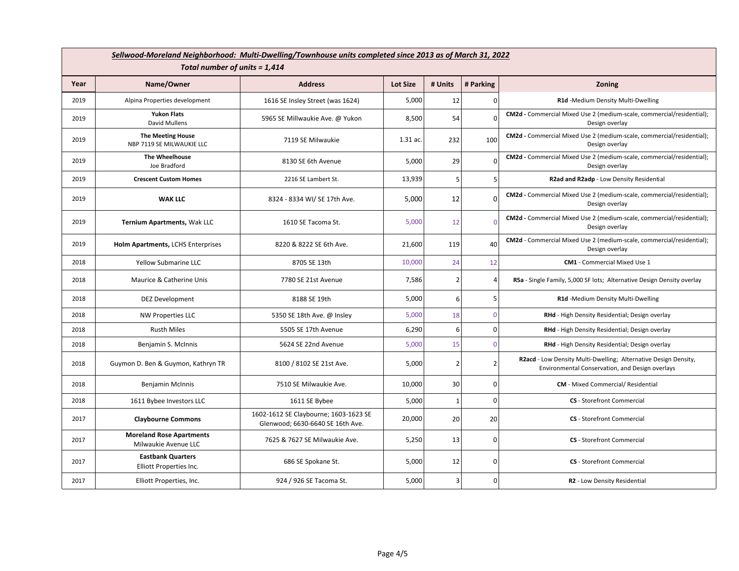***Sellwood-Moreland Neighborhood: Multi-Dwelling/Townhouse units completed since 2013 as of March 31, 2022***

***Total number of units = 1,414***

| Year | Name/Owner | Address | Lot Size | # Units | # Parking | Zoning |
|---|---|---|---|---|---|---|
| 2019 | Alpina Properties development | 1616 SE Insley Street (was 1624) | 5,000 | 12 | 0 | **R1d** -Medium Density Multi-Dwelling |
| 2019 | **Yukon Flats** David Mullens | 5965 SE Millwaukie Ave. @ Yukon | 8,500 | 54 | 0 | **CM2d -** Commercial Mixed Use 2 (medium-scale, commercial/residential); Design overlay |
| 2019 | **The Meeting House** NBP 7119 SE MILWAUKIE LLC | 7119 SE Milwaukie | 1.31 ac. | 232 | 100 | **CM2d -** Commercial Mixed Use 2 (medium-scale, commercial/residential); Design overlay |
| 2019 | **The Wheelhouse** Joe Bradford | 8130 SE 6th Avenue | 5,000 | 29 | 0 | **CM2d -** Commercial Mixed Use 2 (medium-scale, commercial/residential); Design overlay |
| 2019 | **Crescent Custom Homes** | 2216 SE Lambert St. | 13,939 | 5 | 5 | **R2ad and R2adp** - Low Density Residential |
| 2019 | **WAK LLC** | 8324 - 8334 WI/ SE 17th Ave. | 5,000 | 12 | 0 | **CM2d -** Commercial Mixed Use 2 (medium-scale, commercial/residential); Design overlay |
| 2019 | **Ternium Apartments,** Wak LLC | 1610 SE Tacoma St. | 5,000 | 12 | 0 | **CM2d -** Commercial Mixed Use 2 (medium-scale, commercial/residential); Design overlay |
| 2019 | **Holm Apartments,** LCHS Enterprises | 8220 & 8222 SE 6th Ave. | 21,600 | 119 | 40 | **CM2d** - Commercial Mixed Use 2 (medium-scale, commercial/residential); Design overlay |
| 2018 | Yellow Submarine LLC | 8705 SE 13th | 10,000 | 24 | 12 | **CM1** - Commercial Mixed Use 1 |
| 2018 | Maurice & Catherine Unis | 7780 SE 21st Avenue | 7,586 | 2 | 4 | **R5a** - Single Family, 5,000 SF lots; Alternative Design Density overlay |
| 2018 | DEZ Development | 8188 SE 19th | 5,000 | 6 | 5 | **R1d** -Medium Density Multi-Dwelling |
| 2018 | NW Properties LLC | 5350 SE 18th Ave. @ Insley | 5,000 | 18 | 0 | **RHd** - High Density Residential; Design overlay |
| 2018 | Rusth Miles | 5505 SE 17th Avenue | 6,290 | 6 | 0 | **RHd** - High Density Residential; Design overlay |
| 2018 | Benjamin S. McInnis | 5624 SE 22nd Avenue | 5,000 | 15 | 0 | **RHd** - High Density Residential; Design overlay |
| 2018 | Guymon D. Ben & Guymon, Kathryn TR | 8100 / 8102 SE 21st Ave. | 5,000 | 2 | 2 | **R2acd** - Low Density Multi-Dwelling; Alternative Design Density, Environmental Conservation, and Design overlays |
| 2018 | Benjamin McInnis | 7510 SE Milwaukie Ave. | 10,000 | 30 | 0 | **CM** - Mixed Commercial/ Residential |
| 2018 | 1611 Bybee Investors LLC | 1611 SE Bybee | 5,000 | 1 | 0 | **CS** - Storefront Commercial |
| 2017 | **Claybourne Commons** | 1602-1612 SE Claybourne; 1603-1623 SE Glenwood; 6630-6640 SE 16th Ave. | 20,000 | 20 | 20 | **CS** - Storefront Commercial |
| 2017 | **Moreland Rose Apartments** Milwaukie Avenue LLC | 7625 & 7627 SE Milwaukie Ave. | 5,250 | 13 | 0 | **CS** - Storefront Commercial |
| 2017 | **Eastbank Quarters** Elliott Properties Inc. | 686 SE Spokane St. | 5,000 | 12 | 0 | **CS** - Storefront Commercial |
| 2017 | Elliott Properties, Inc. | 924 / 926 SE Tacoma St. | 5,000 | 3 | 0 | **R2** - Low Density Residential |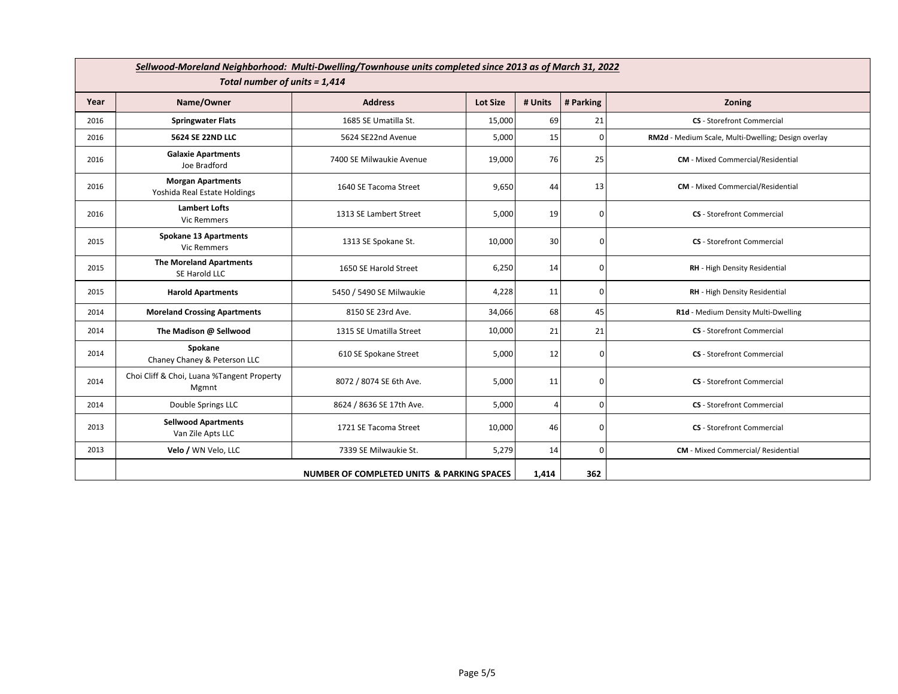***Sellwood-Moreland Neighborhood: Multi-Dwelling/Townhouse units completed since 2013 as of March 31, 2022***

***Total number of units = 1,414***

| Year | Name/Owner | Address | Lot Size | # Units | # Parking | Zoning |
|---|---|---|---|---|---|---|
| 2016 | **Springwater Flats** | 1685 SE Umatilla St. | 15,000 | 69 | 21 | **CS** - Storefront Commercial |
| 2016 | **5624 SE 22ND LLC** | 5624 SE22nd Avenue | 5,000 | 15 | 0 | **RM2d** - Medium Scale, Multi-Dwelling; Design overlay |
| 2016 | **Galaxie Apartments** Joe Bradford | 7400 SE Milwaukie Avenue | 19,000 | 76 | 25 | **CM** - Mixed Commercial/Residential |
| 2016 | **Morgan Apartments** Yoshida Real Estate Holdings | 1640 SE Tacoma Street | 9,650 | 44 | 13 | **CM** - Mixed Commercial/Residential |
| 2016 | **Lambert Lofts** Vic Remmers | 1313 SE Lambert Street | 5,000 | 19 | 0 | **CS** - Storefront Commercial |
| 2015 | **Spokane 13 Apartments** Vic Remmers | 1313 SE Spokane St. | 10,000 | 30 | 0 | **CS** - Storefront Commercial |
| 2015 | **The Moreland Apartments** SE Harold LLC | 1650 SE Harold Street | 6,250 | 14 | 0 | **RH** - High Density Residential |
| 2015 | **Harold Apartments** | 5450 / 5490 SE Milwaukie | 4,228 | 11 | 0 | **RH** - High Density Residential |
| 2014 | **Moreland Crossing Apartments** | 8150 SE 23rd Ave. | 34,066 | 68 | 45 | **R1d** - Medium Density Multi-Dwelling |
| 2014 | **The Madison @ Sellwood** | 1315 SE Umatilla Street | 10,000 | 21 | 21 | **CS** - Storefront Commercial |
| 2014 | **Spokane** Chaney Chaney & Peterson LLC | 610 SE Spokane Street | 5,000 | 12 | 0 | **CS** - Storefront Commercial |
| 2014 | Choi Cliff & Choi, Luana %Tangent Property Mgmnt | 8072 / 8074 SE 6th Ave. | 5,000 | 11 | 0 | **CS** - Storefront Commercial |
| 2014 | Double Springs LLC | 8624 / 8636 SE 17th Ave. | 5,000 | 4 | 0 | **CS** - Storefront Commercial |
| 2013 | **Sellwood Apartments** Van Zile Apts LLC | 1721 SE Tacoma Street | 10,000 | 46 | 0 | **CS** - Storefront Commercial |
| 2013 | **Velo /** WN Velo, LLC | 7339 SE Milwaukie St. | 5,279 | 14 | 0 | **CM** - Mixed Commercial/ Residential |
| | **NUMBER OF COMPLETED UNITS & PARKING SPACES** | | | **1,414** | **362** | |